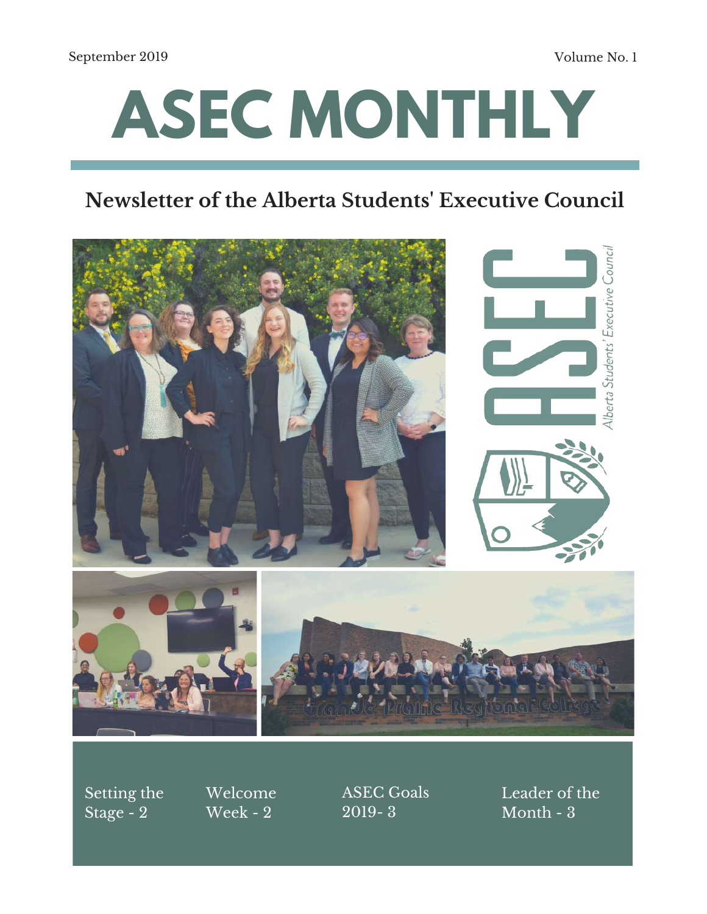September 2019

Volume No. 1

# ASEC MONTHLY

## Newsletter of the Alberta Students' Executive Council

Setting the Stage - 2

Welcome Week - 2

ASEC Goals 2019- 3

Leader of the Month - 3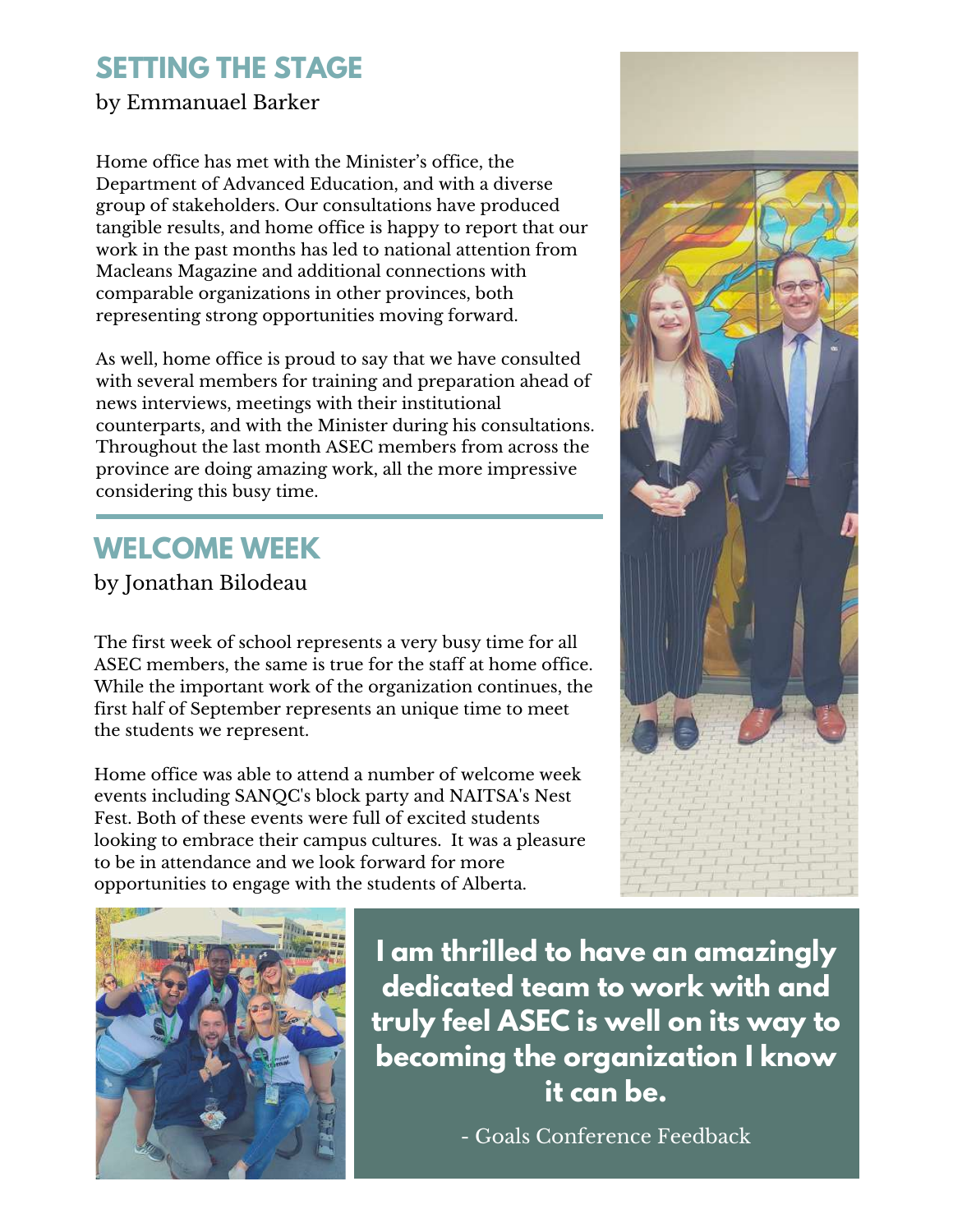## SETTING THE STAGE

by Emmanuael Barker

Home office has met with the Minister's office, the Department of Advanced Education, and with a diverse group of stakeholders. Our consultations have produced tangible results, and home office is happy to report that our work in the past months has led to national attention from Macleans Magazine and additional connections with comparable organizations in other provinces, both representing strong opportunities moving forward.

As well, home office is proud to say that we have consulted with several members for training and preparation ahead of news interviews, meetings with their institutional counterparts, and with the Minister during his consultations. Throughout the last month ASEC members from across the province are doing amazing work, all the more impressive considering this busy time.

## WELCOME WEEK

by Jonathan Bilodeau

The first week of school represents a very busy time for all ASEC members, the same is true for the staff at home office. While the important work of the organization continues, the first half of September represents an unique time to meet the students we represent.

Home office was able to attend a number of welcome week events including SANQC's block party and NAITSA's Nest Fest. Both of these events were full of excited students looking to embrace their campus cultures. It was a pleasure to be in attendance and we look forward for more opportunities to engage with the students of Alberta.

**I am thrilled to have an amazingly dedicated team to work with and truly feel ASEC is well on its way to becoming the organization I know it can be.**

- Goals Conference Feedback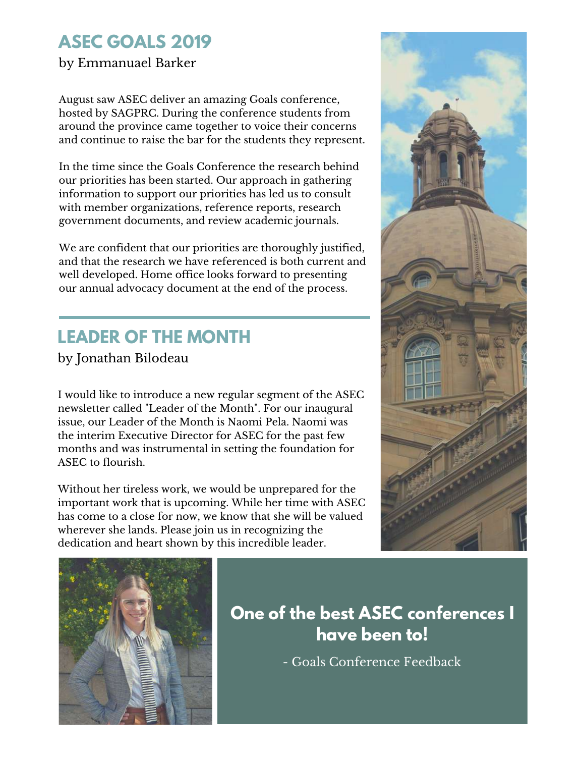## ASEC GOALS 2019

by Emmanuael Barker

August saw ASEC deliver an amazing Goals conference, hosted by SAGPRC. During the conference students from around the province came together to voice their concerns and continue to raise the bar for the students they represent.

In the time since the Goals Conference the research behind our priorities has been started. Our approach in gathering information to support our priorities has led us to consult with member organizations, reference reports, research government documents, and review academic journals.

We are confident that our priorities are thoroughly justified, and that the research we have referenced is both current and well developed. Home office looks forward to presenting our annual advocacy document at the end of the process.

## LEADER OF THE MONTH

by Jonathan Bilodeau

I would like to introduce a new regular segment of the ASEC newsletter called "Leader of the Month". For our inaugural issue, our Leader of the Month is Naomi Pela. Naomi was the interim Executive Director for ASEC for the past few months and was instrumental in setting the foundation for ASEC to flourish.

Without her tireless work, we would be unprepared for the important work that is upcoming. While her time with ASEC has come to a close for now, we know that she will be valued wherever she lands. Please join us in recognizing the dedication and heart shown by this incredible leader.

**One of the best ASEC conferences I have been to!**

- Goals Conference Feedback